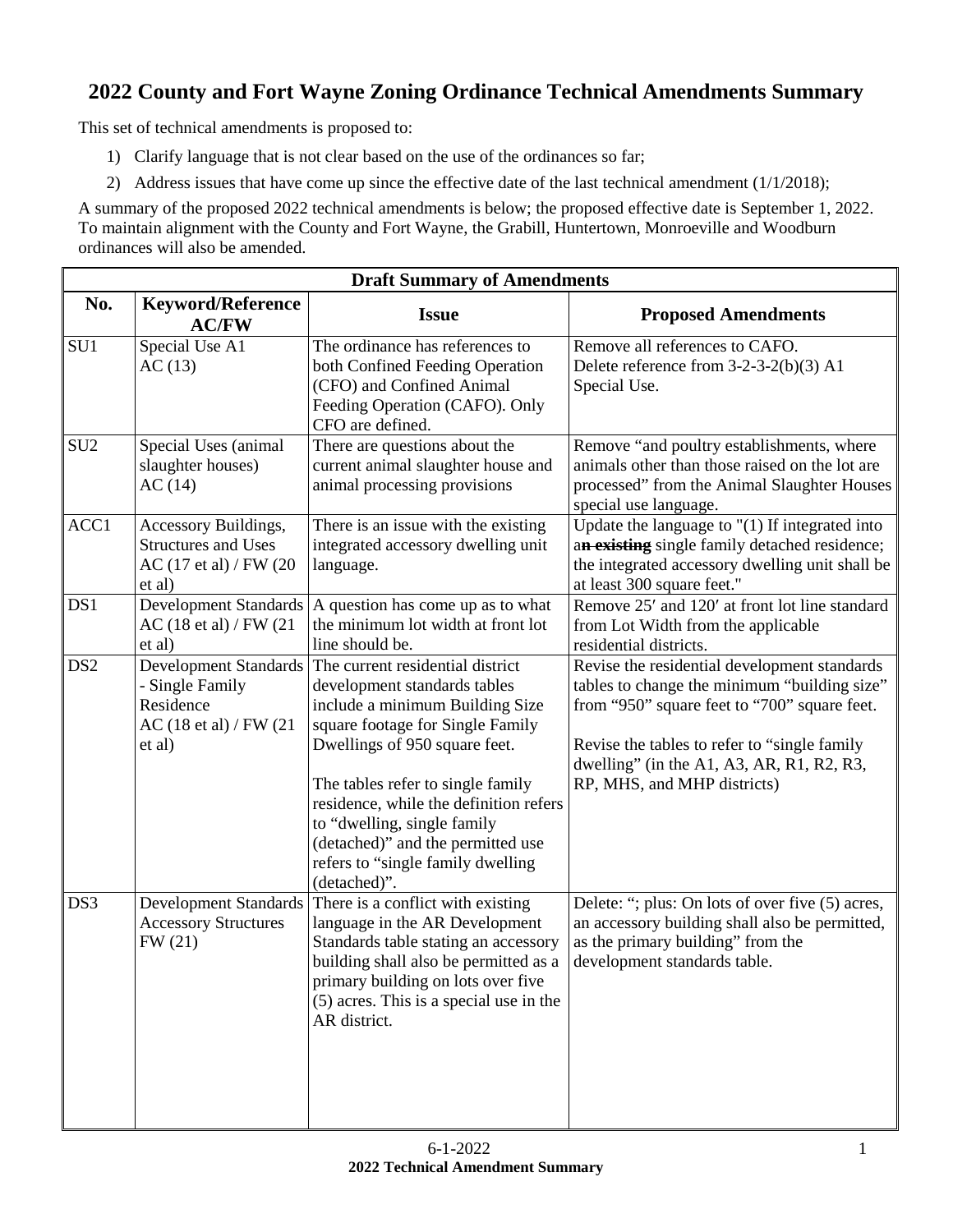# 2022 County and Fort Wayne Zoning Ordinance Technical Amendments Summary

This set of technical amendments is proposed to:

1) Clarify language that is not clear based on the use of the ordinances so far;
2) Address issues that have come up since the effective date of the last technical amendment (1/1/2018);

A summary of the proposed 2022 technical amendments is below; the proposed effective date is September 1, 2022. To maintain alignment with the County and Fort Wayne, the Grabill, Huntertown, Monroeville and Woodburn ordinances will also be amended.

| Draft Summary of Amendments | | | |
|---|---|---|---|
| **No.** | **Keyword/Reference AC/FW** | **Issue** | **Proposed Amendments** |
| SU1 | Special Use A1<br>AC (13) | The ordinance has references to both Confined Feeding Operation (CFO) and Confined Animal Feeding Operation (CAFO). Only CFO are defined. | Remove all references to CAFO.<br>Delete reference from 3-2-3-2(b)(3) A1 Special Use. |
| SU2 | Special Uses (animal slaughter houses)<br>AC (14) | There are questions about the current animal slaughter house and animal processing provisions | Remove "and poultry establishments, where animals other than those raised on the lot are processed" from the Animal Slaughter Houses special use language. |
| ACC1 | Accessory Buildings, Structures and Uses<br>AC (17 et al) / FW (20 et al) | There is an issue with the existing integrated accessory dwelling unit language. | Update the language to "(1) If integrated into a~~n existing~~ single family detached residence; the integrated accessory dwelling unit shall be at least 300 square feet." |
| DS1 | Development Standards<br>AC (18 et al) / FW (21 et al) | A question has come up as to what the minimum lot width at front lot line should be. | Remove 25′ and 120′ at front lot line standard from Lot Width from the applicable residential districts. |
| DS2 | Development Standards - Single Family Residence<br>AC (18 et al) / FW (21 et al) | The current residential district development standards tables include a minimum Building Size square footage for Single Family Dwellings of 950 square feet.<br><br>The tables refer to single family residence, while the definition refers to "dwelling, single family (detached)" and the permitted use refers to "single family dwelling (detached)". | Revise the residential development standards tables to change the minimum "building size" from "950" square feet to "700" square feet.<br><br>Revise the tables to refer to "single family dwelling" (in the A1, A3, AR, R1, R2, R3, RP, MHS, and MHP districts) |
| DS3 | Development Standards Accessory Structures<br>FW (21) | There is a conflict with existing language in the AR Development Standards table stating an accessory building shall also be permitted as a primary building on lots over five (5) acres. This is a special use in the AR district. | Delete: "; plus: On lots of over five (5) acres, an accessory building shall also be permitted, as the primary building" from the development standards table. |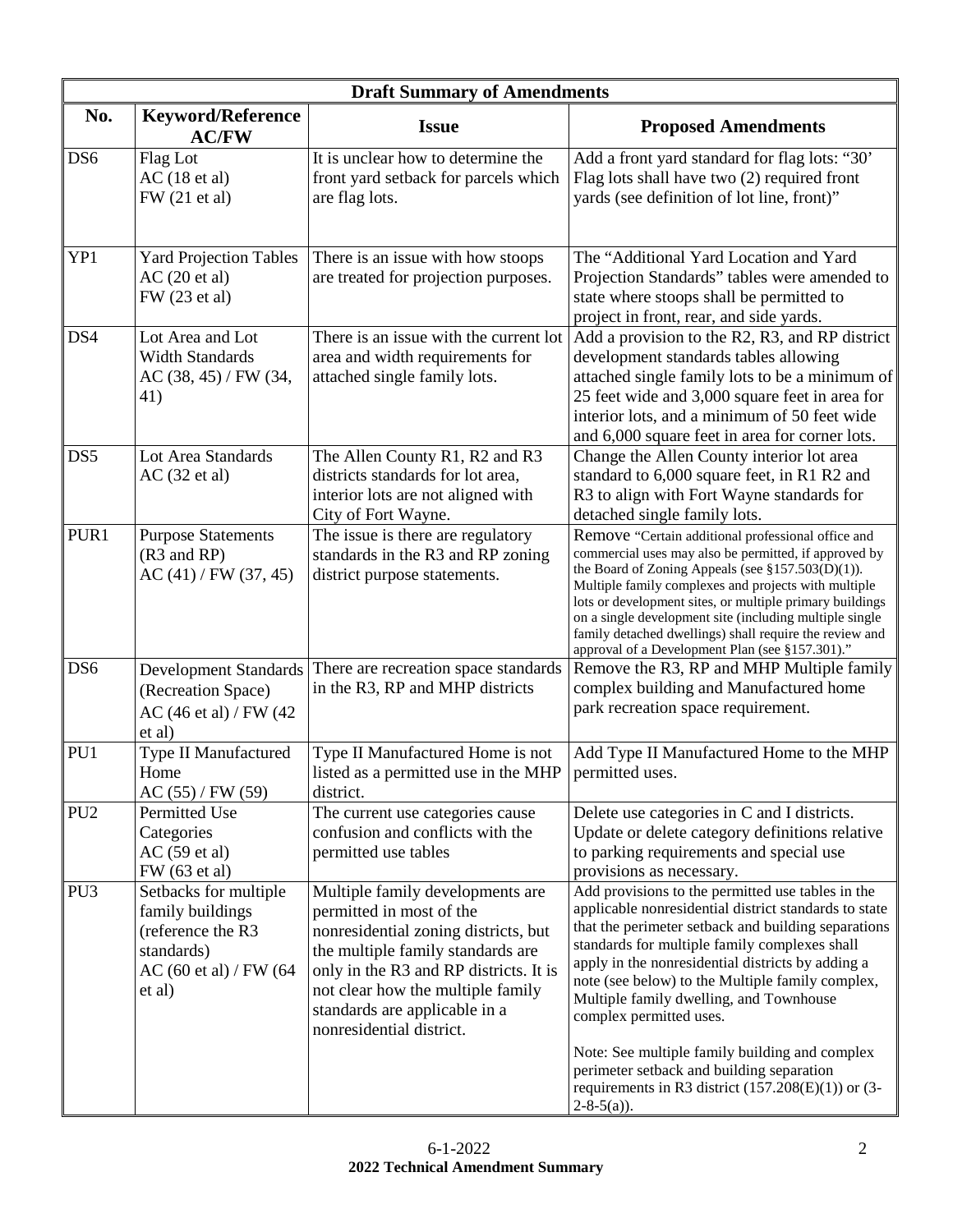| Draft Summary of Amendments | | | |
|---|---|---|---|
| **No.** | **Keyword/Reference AC/FW** | **Issue** | **Proposed Amendments** |
| DS6 | Flag Lot<br>AC (18 et al)<br>FW (21 et al) | It is unclear how to determine the front yard setback for parcels which are flag lots. | Add a front yard standard for flag lots: "30' Flag lots shall have two (2) required front yards (see definition of lot line, front)" |
| YP1 | Yard Projection Tables<br>AC (20 et al)<br>FW (23 et al) | There is an issue with how stoops are treated for projection purposes. | The "Additional Yard Location and Yard Projection Standards" tables were amended to state where stoops shall be permitted to project in front, rear, and side yards. |
| DS4 | Lot Area and Lot Width Standards<br>AC (38, 45) / FW (34, 41) | There is an issue with the current lot area and width requirements for attached single family lots. | Add a provision to the R2, R3, and RP district development standards tables allowing attached single family lots to be a minimum of 25 feet wide and 3,000 square feet in area for interior lots, and a minimum of 50 feet wide and 6,000 square feet in area for corner lots. |
| DS5 | Lot Area Standards<br>AC (32 et al) | The Allen County R1, R2 and R3 districts standards for lot area, interior lots are not aligned with City of Fort Wayne. | Change the Allen County interior lot area standard to 6,000 square feet, in R1 R2 and R3 to align with Fort Wayne standards for detached single family lots. |
| PUR1 | Purpose Statements (R3 and RP)<br>AC (41) / FW (37, 45) | The issue is there are regulatory standards in the R3 and RP zoning district purpose statements. | Remove "Certain additional professional office and commercial uses may also be permitted, if approved by the Board of Zoning Appeals (see §157.503(D)(1)). Multiple family complexes and projects with multiple lots or development sites, or multiple primary buildings on a single development site (including multiple single family detached dwellings) shall require the review and approval of a Development Plan (see §157.301)." |
| DS6 | Development Standards (Recreation Space)<br>AC (46 et al) / FW (42 et al) | There are recreation space standards in the R3, RP and MHP districts | Remove the R3, RP and MHP Multiple family complex building and Manufactured home park recreation space requirement. |
| PU1 | Type II Manufactured Home<br>AC (55) / FW (59) | Type II Manufactured Home is not listed as a permitted use in the MHP district. | Add Type II Manufactured Home to the MHP permitted uses. |
| PU2 | Permitted Use Categories<br>AC (59 et al)<br>FW (63 et al) | The current use categories cause confusion and conflicts with the permitted use tables | Delete use categories in C and I districts. Update or delete category definitions relative to parking requirements and special use provisions as necessary. |
| PU3 | Setbacks for multiple family buildings (reference the R3 standards)<br>AC (60 et al) / FW (64 et al) | Multiple family developments are permitted in most of the nonresidential zoning districts, but the multiple family standards are only in the R3 and RP districts. It is not clear how the multiple family standards are applicable in a nonresidential district. | Add provisions to the permitted use tables in the applicable nonresidential district standards to state that the perimeter setback and building separations standards for multiple family complexes shall apply in the nonresidential districts by adding a note (see below) to the Multiple family complex, Multiple family dwelling, and Townhouse complex permitted uses.<br><br>Note: See multiple family building and complex perimeter setback and building separation requirements in R3 district (157.208(E)(1)) or (3-2-8-5(a)). |

6-1-2022
**2022 Technical Amendment Summary**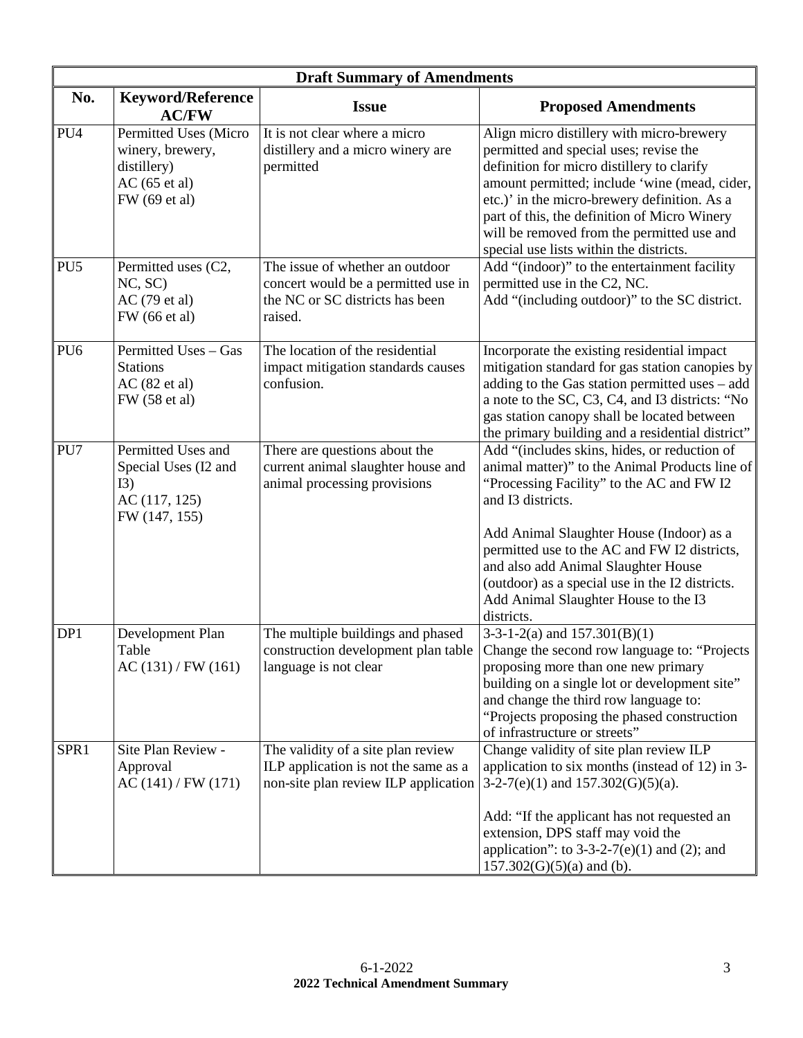| Draft Summary of Amendments | | | |
|---|---|---|---|
| **No.** | **Keyword/Reference AC/FW** | **Issue** | **Proposed Amendments** |
| PU4 | Permitted Uses (Micro winery, brewery, distillery) AC (65 et al) FW (69 et al) | It is not clear where a micro distillery and a micro winery are permitted | Align micro distillery with micro-brewery permitted and special uses; revise the definition for micro distillery to clarify amount permitted; include 'wine (mead, cider, etc.)' in the micro-brewery definition. As a part of this, the definition of Micro Winery will be removed from the permitted use and special use lists within the districts. |
| PU5 | Permitted uses (C2, NC, SC) AC (79 et al) FW (66 et al) | The issue of whether an outdoor concert would be a permitted use in the NC or SC districts has been raised. | Add "(indoor)" to the entertainment facility permitted use in the C2, NC. Add "(including outdoor)" to the SC district. |
| PU6 | Permitted Uses – Gas Stations AC (82 et al) FW (58 et al) | The location of the residential impact mitigation standards causes confusion. | Incorporate the existing residential impact mitigation standard for gas station canopies by adding to the Gas station permitted uses – add a note to the SC, C3, C4, and I3 districts: "No gas station canopy shall be located between the primary building and a residential district" |
| PU7 | Permitted Uses and Special Uses (I2 and I3) AC (117, 125) FW (147, 155) | There are questions about the current animal slaughter house and animal processing provisions | Add "(includes skins, hides, or reduction of animal matter)" to the Animal Products line of "Processing Facility" to the AC and FW I2 and I3 districts.<br><br>Add Animal Slaughter House (Indoor) as a permitted use to the AC and FW I2 districts, and also add Animal Slaughter House (outdoor) as a special use in the I2 districts. Add Animal Slaughter House to the I3 districts. |
| DP1 | Development Plan Table AC (131) / FW (161) | The multiple buildings and phased construction development plan table language is not clear | 3-3-1-2(a) and 157.301(B)(1) Change the second row language to: "Projects proposing more than one new primary building on a single lot or development site" and change the third row language to: "Projects proposing the phased construction of infrastructure or streets" |
| SPR1 | Site Plan Review - Approval AC (141) / FW (171) | The validity of a site plan review ILP application is not the same as a non-site plan review ILP application | Change validity of site plan review ILP application to six months (instead of 12) in 3-3-2-7(e)(1) and 157.302(G)(5)(a).<br><br>Add: "If the applicant has not requested an extension, DPS staff may void the application": to 3-3-2-7(e)(1) and (2); and 157.302(G)(5)(a) and (b). |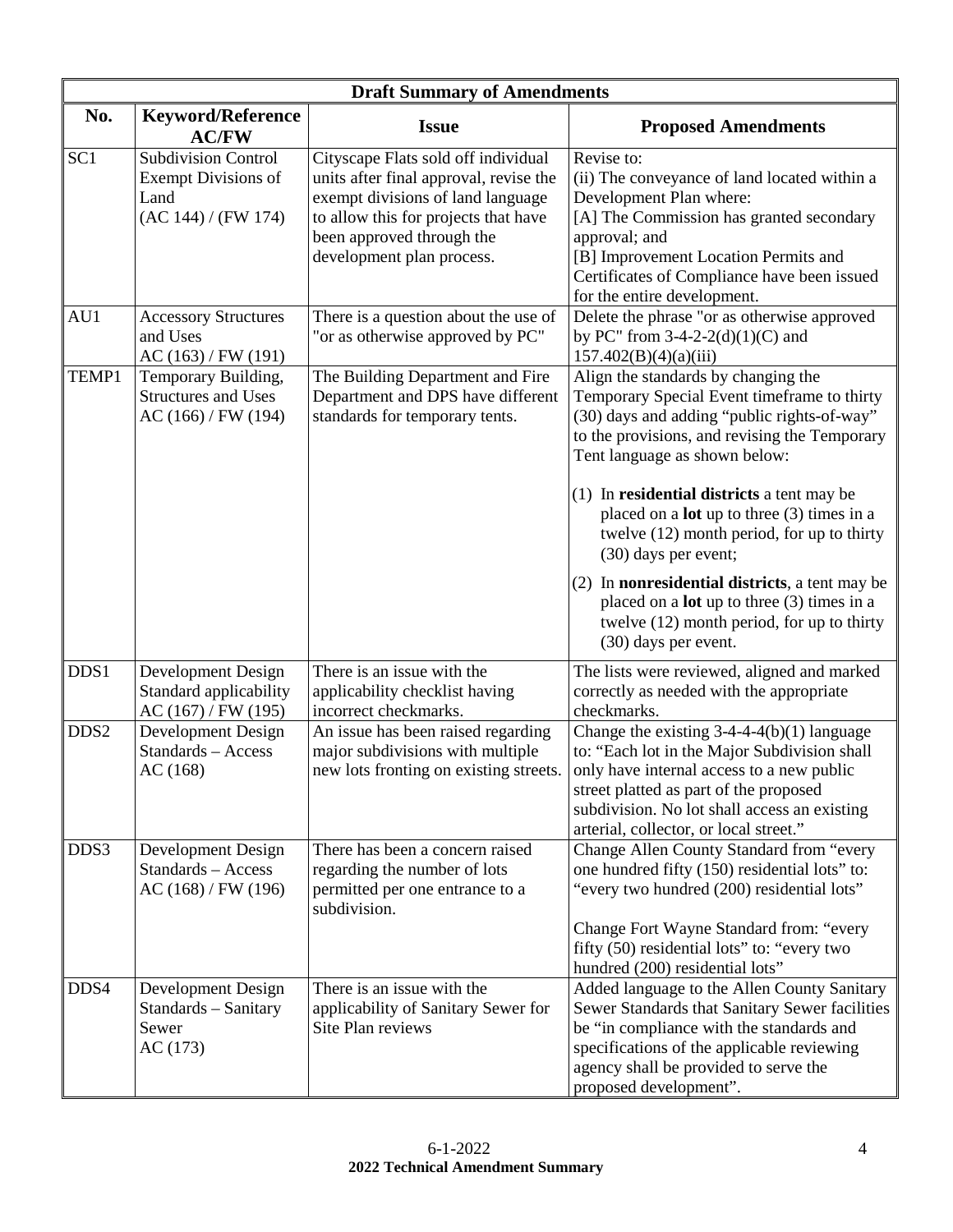| Draft Summary of Amendments | | | |
|---|---|---|---|
| **No.** | **Keyword/Reference AC/FW** | **Issue** | **Proposed Amendments** |
| SC1 | Subdivision Control Exempt Divisions of Land (AC 144) / (FW 174) | Cityscape Flats sold off individual units after final approval, revise the exempt divisions of land language to allow this for projects that have been approved through the development plan process. | Revise to:<br>(ii) The conveyance of land located within a Development Plan where:<br>[A] The Commission has granted secondary approval; and<br>[B] Improvement Location Permits and Certificates of Compliance have been issued for the entire development. |
| AU1 | Accessory Structures and Uses AC (163) / FW (191) | There is a question about the use of "or as otherwise approved by PC" | Delete the phrase "or as otherwise approved by PC" from 3-4-2-2(d)(1)(C) and 157.402(B)(4)(a)(iii) |
| TEMP1 | Temporary Building, Structures and Uses AC (166) / FW (194) | The Building Department and Fire Department and DPS have different standards for temporary tents. | Align the standards by changing the Temporary Special Event timeframe to thirty (30) days and adding "public rights-of-way" to the provisions, and revising the Temporary Tent language as shown below:<br>(1) In **residential districts** a tent may be placed on a **lot** up to three (3) times in a twelve (12) month period, for up to thirty (30) days per event;<br>(2) In **nonresidential districts**, a tent may be placed on a **lot** up to three (3) times in a twelve (12) month period, for up to thirty (30) days per event. |
| DDS1 | Development Design Standard applicability AC (167) / FW (195) | There is an issue with the applicability checklist having incorrect checkmarks. | The lists were reviewed, aligned and marked correctly as needed with the appropriate checkmarks. |
| DDS2 | Development Design Standards – Access AC (168) | An issue has been raised regarding major subdivisions with multiple new lots fronting on existing streets. | Change the existing 3-4-4-4(b)(1) language to: "Each lot in the Major Subdivision shall only have internal access to a new public street platted as part of the proposed subdivision. No lot shall access an existing arterial, collector, or local street." |
| DDS3 | Development Design Standards – Access AC (168) / FW (196) | There has been a concern raised regarding the number of lots permitted per one entrance to a subdivision. | Change Allen County Standard from "every one hundred fifty (150) residential lots" to: "every two hundred (200) residential lots"<br><br>Change Fort Wayne Standard from: "every fifty (50) residential lots" to: "every two hundred (200) residential lots" |
| DDS4 | Development Design Standards – Sanitary Sewer AC (173) | There is an issue with the applicability of Sanitary Sewer for Site Plan reviews | Added language to the Allen County Sanitary Sewer Standards that Sanitary Sewer facilities be "in compliance with the standards and specifications of the applicable reviewing agency shall be provided to serve the proposed development". |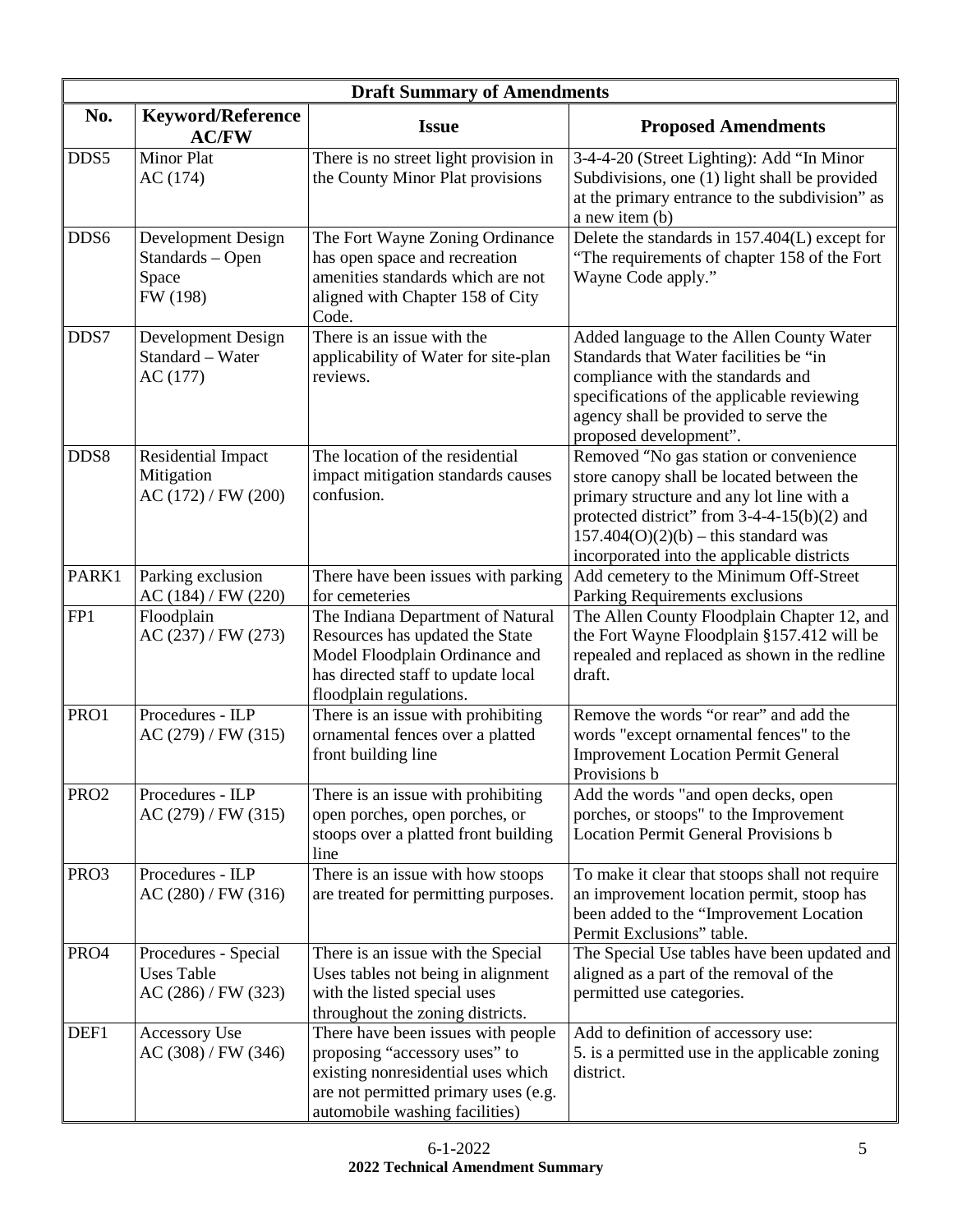| Draft Summary of Amendments | | | |
|---|---|---|---|
| **No.** | **Keyword/Reference AC/FW** | **Issue** | **Proposed Amendments** |
| DDS5 | Minor Plat AC (174) | There is no street light provision in the County Minor Plat provisions | 3-4-4-20 (Street Lighting): Add "In Minor Subdivisions, one (1) light shall be provided at the primary entrance to the subdivision" as a new item (b) |
| DDS6 | Development Design Standards – Open Space FW (198) | The Fort Wayne Zoning Ordinance has open space and recreation amenities standards which are not aligned with Chapter 158 of City Code. | Delete the standards in 157.404(L) except for "The requirements of chapter 158 of the Fort Wayne Code apply." |
| DDS7 | Development Design Standard – Water AC (177) | There is an issue with the applicability of Water for site-plan reviews. | Added language to the Allen County Water Standards that Water facilities be "in compliance with the standards and specifications of the applicable reviewing agency shall be provided to serve the proposed development". |
| DDS8 | Residential Impact Mitigation AC (172) / FW (200) | The location of the residential impact mitigation standards causes confusion. | Removed "No gas station or convenience store canopy shall be located between the primary structure and any lot line with a protected district" from 3-4-4-15(b)(2) and 157.404(O)(2)(b) – this standard was incorporated into the applicable districts |
| PARK1 | Parking exclusion AC (184) / FW (220) | There have been issues with parking for cemeteries | Add cemetery to the Minimum Off-Street Parking Requirements exclusions |
| FP1 | Floodplain AC (237) / FW (273) | The Indiana Department of Natural Resources has updated the State Model Floodplain Ordinance and has directed staff to update local floodplain regulations. | The Allen County Floodplain Chapter 12, and the Fort Wayne Floodplain §157.412 will be repealed and replaced as shown in the redline draft. |
| PRO1 | Procedures - ILP AC (279) / FW (315) | There is an issue with prohibiting ornamental fences over a platted front building line | Remove the words "or rear" and add the words "except ornamental fences" to the Improvement Location Permit General Provisions b |
| PRO2 | Procedures - ILP AC (279) / FW (315) | There is an issue with prohibiting open porches, open porches, or stoops over a platted front building line | Add the words "and open decks, open porches, or stoops" to the Improvement Location Permit General Provisions b |
| PRO3 | Procedures - ILP AC (280) / FW (316) | There is an issue with how stoops are treated for permitting purposes. | To make it clear that stoops shall not require an improvement location permit, stoop has been added to the "Improvement Location Permit Exclusions" table. |
| PRO4 | Procedures - Special Uses Table AC (286) / FW (323) | There is an issue with the Special Uses tables not being in alignment with the listed special uses throughout the zoning districts. | The Special Use tables have been updated and aligned as a part of the removal of the permitted use categories. |
| DEF1 | Accessory Use AC (308) / FW (346) | There have been issues with people proposing "accessory uses" to existing nonresidential uses which are not permitted primary uses (e.g. automobile washing facilities) | Add to definition of accessory use: 5. is a permitted use in the applicable zoning district. |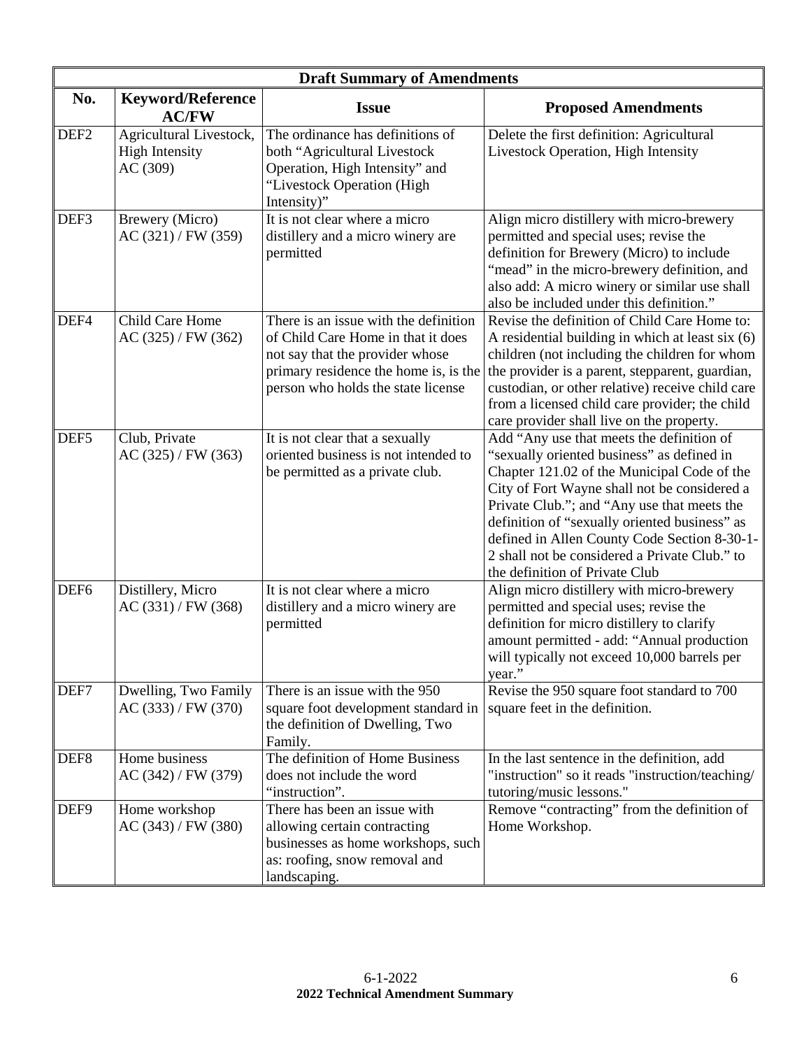| Draft Summary of Amendments | | | |
|---|---|---|---|
| **No.** | **Keyword/Reference AC/FW** | **Issue** | **Proposed Amendments** |
| DEF2 | Agricultural Livestock, High Intensity AC (309) | The ordinance has definitions of both "Agricultural Livestock Operation, High Intensity" and "Livestock Operation (High Intensity)" | Delete the first definition: Agricultural Livestock Operation, High Intensity |
| DEF3 | Brewery (Micro) AC (321) / FW (359) | It is not clear where a micro distillery and a micro winery are permitted | Align micro distillery with micro-brewery permitted and special uses; revise the definition for Brewery (Micro) to include "mead" in the micro-brewery definition, and also add: A micro winery or similar use shall also be included under this definition." |
| DEF4 | Child Care Home AC (325) / FW (362) | There is an issue with the definition of Child Care Home in that it does not say that the provider whose primary residence the home is, is the person who holds the state license | Revise the definition of Child Care Home to: A residential building in which at least six (6) children (not including the children for whom the provider is a parent, stepparent, guardian, custodian, or other relative) receive child care from a licensed child care provider; the child care provider shall live on the property. |
| DEF5 | Club, Private AC (325) / FW (363) | It is not clear that a sexually oriented business is not intended to be permitted as a private club. | Add "Any use that meets the definition of "sexually oriented business" as defined in Chapter 121.02 of the Municipal Code of the City of Fort Wayne shall not be considered a Private Club."; and "Any use that meets the definition of "sexually oriented business" as defined in Allen County Code Section 8-30-1-2 shall not be considered a Private Club." to the definition of Private Club |
| DEF6 | Distillery, Micro AC (331) / FW (368) | It is not clear where a micro distillery and a micro winery are permitted | Align micro distillery with micro-brewery permitted and special uses; revise the definition for micro distillery to clarify amount permitted - add: "Annual production will typically not exceed 10,000 barrels per year." |
| DEF7 | Dwelling, Two Family AC (333) / FW (370) | There is an issue with the 950 square foot development standard in the definition of Dwelling, Two Family. | Revise the 950 square foot standard to 700 square feet in the definition. |
| DEF8 | Home business AC (342) / FW (379) | The definition of Home Business does not include the word "instruction". | In the last sentence in the definition, add "instruction" so it reads "instruction/teaching/ tutoring/music lessons." |
| DEF9 | Home workshop AC (343) / FW (380) | There has been an issue with allowing certain contracting businesses as home workshops, such as: roofing, snow removal and landscaping. | Remove "contracting" from the definition of Home Workshop. |

6-1-2022
**2022 Technical Amendment Summary**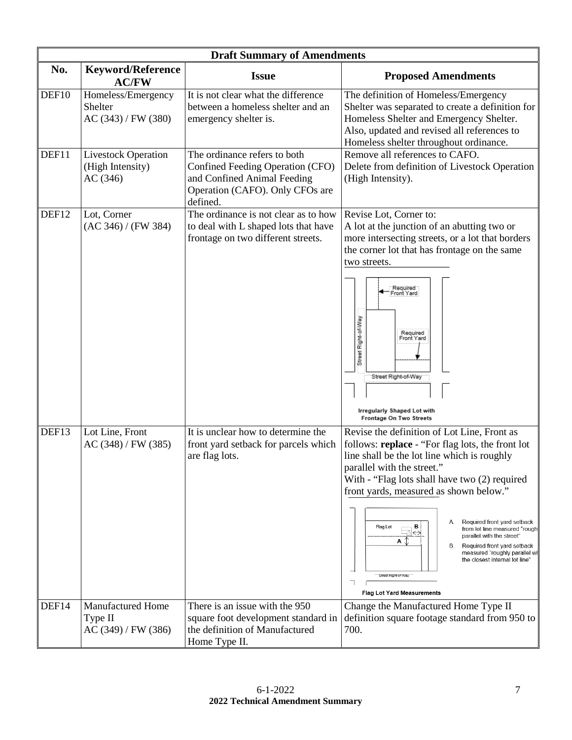| Draft Summary of Amendments | | | |
|---|---|---|---|
| **No.** | **Keyword/Reference AC/FW** | **Issue** | **Proposed Amendments** |
| DEF10 | Homeless/Emergency Shelter AC (343) / FW (380) | It is not clear what the difference between a homeless shelter and an emergency shelter is. | The definition of Homeless/Emergency Shelter was separated to create a definition for Homeless Shelter and Emergency Shelter. Also, updated and revised all references to Homeless shelter throughout ordinance. |
| DEF11 | Livestock Operation (High Intensity) AC (346) | The ordinance refers to both Confined Feeding Operation (CFO) and Confined Animal Feeding Operation (CAFO). Only CFOs are defined. | Remove all references to CAFO. Delete from definition of Livestock Operation (High Intensity). |
| DEF12 | Lot, Corner (AC 346) / (FW 384) | The ordinance is not clear as to how to deal with L shaped lots that have frontage on two different streets. | Revise Lot, Corner to: A lot at the junction of an abutting two or more intersecting streets, or a lot that borders the corner lot that has frontage on the same two streets. Irregularly Shaped Lot with Frontage On Two Streets |
| DEF13 | Lot Line, Front AC (348) / FW (385) | It is unclear how to determine the front yard setback for parcels which are flag lots. | Revise the definition of Lot Line, Front as follows: **replace** - "For flag lots, the front lot line shall be the lot line which is roughly parallel with the street." With - "Flag lots shall have two (2) required front yards, measured as shown below." A. Required front yard setback from lot line measured "roughly parallel with the street" B. Required front yard setback measured "roughly parallel with the closest internal lot line" Flag Lot Yard Measurements |
| DEF14 | Manufactured Home Type II AC (349) / FW (386) | There is an issue with the 950 square foot development standard in the definition of Manufactured Home Type II. | Change the Manufactured Home Type II definition square footage standard from 950 to 700. |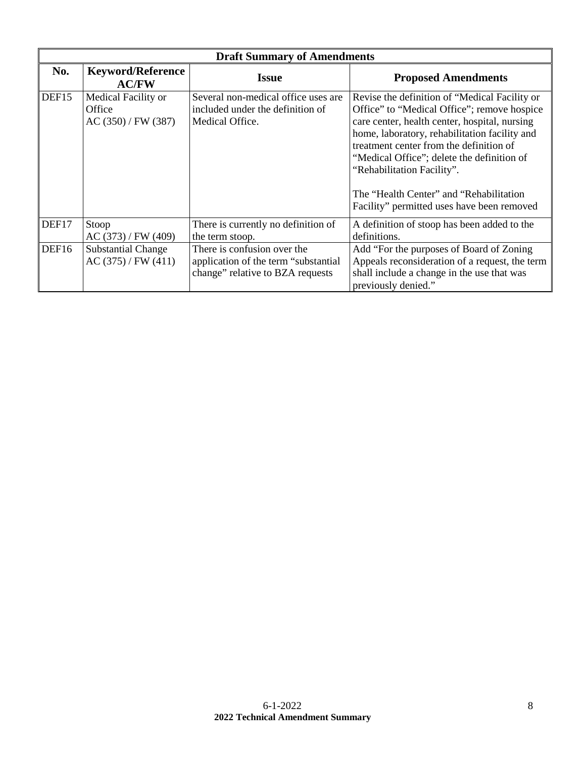| Draft Summary of Amendments | | | |
|---|---|---|---|
| **No.** | **Keyword/Reference AC/FW** | **Issue** | **Proposed Amendments** |
| DEF15 | Medical Facility or Office AC (350) / FW (387) | Several non-medical office uses are included under the definition of Medical Office. | Revise the definition of "Medical Facility or Office" to "Medical Office"; remove hospice care center, health center, hospital, nursing home, laboratory, rehabilitation facility and treatment center from the definition of "Medical Office"; delete the definition of "Rehabilitation Facility".<br><br>The "Health Center" and "Rehabilitation Facility" permitted uses have been removed |
| DEF17 | Stoop AC (373) / FW (409) | There is currently no definition of the term stoop. | A definition of stoop has been added to the definitions. |
| DEF16 | Substantial Change AC (375) / FW (411) | There is confusion over the application of the term "substantial change" relative to BZA requests | Add "For the purposes of Board of Zoning Appeals reconsideration of a request, the term shall include a change in the use that was previously denied." |